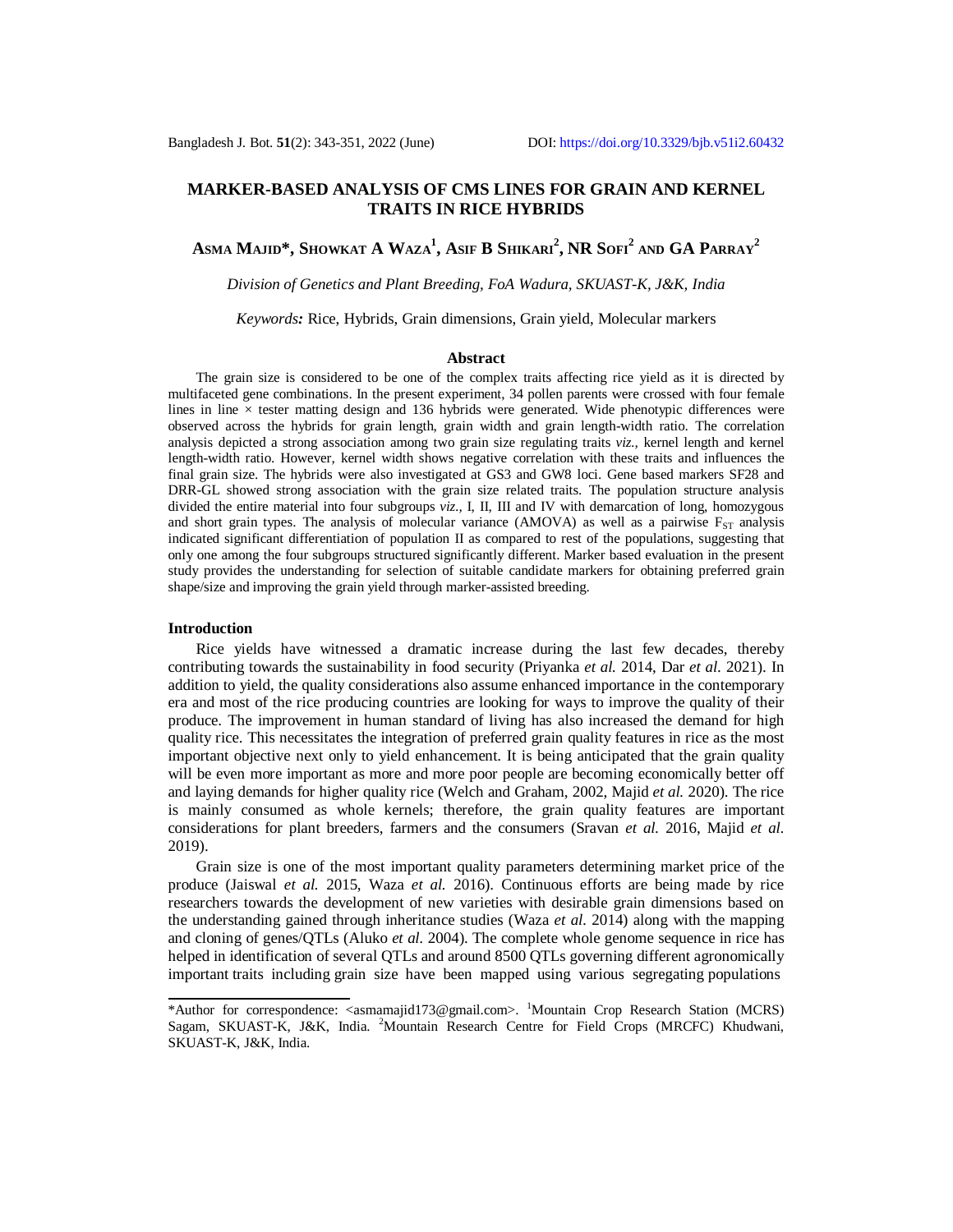# MARKER-BASED ANALYSIS OF CMS LINES FOR GRAIN AND KERNEL TRAITS IN RICE HYBRIDS

**Asma Majid*, Showkat A Waza[1], Asif B Shikari[2], NR Sofi[2] and GA Parray[2]**

*Division of Genetics and Plant Breeding, FoA Wadura, SKUAST-K, J&K, India*

***Keywords:*** Rice, Hybrids, Grain dimensions, Grain yield, Molecular markers

## Abstract

The grain size is considered to be one of the complex traits affecting rice yield as it is directed by multifaceted gene combinations. In the present experiment, 34 pollen parents were crossed with four female lines in line × tester matting design and 136 hybrids were generated. Wide phenotypic differences were observed across the hybrids for grain length, grain width and grain length-width ratio. The correlation analysis depicted a strong association among two grain size regulating traits *viz.,* kernel length and kernel length-width ratio. However, kernel width shows negative correlation with these traits and influences the final grain size. The hybrids were also investigated at GS3 and GW8 loci. Gene based markers SF28 and DRR-GL showed strong association with the grain size related traits. The population structure analysis divided the entire material into four subgroups *viz.,* I, II, III and IV with demarcation of long, homozygous and short grain types. The analysis of molecular variance (AMOVA) as well as a pairwise $F_{ST}$ analysis indicated significant differentiation of population II as compared to rest of the populations, suggesting that only one among the four subgroups structured significantly different. Marker based evaluation in the present study provides the understanding for selection of suitable candidate markers for obtaining preferred grain shape/size and improving the grain yield through marker-assisted breeding.

## Introduction

Rice yields have witnessed a dramatic increase during the last few decades, thereby contributing towards the sustainability in food security (Priyanka *et al.* 2014, Dar *et al.* 2021). In addition to yield, the quality considerations also assume enhanced importance in the contemporary era and most of the rice producing countries are looking for ways to improve the quality of their produce. The improvement in human standard of living has also increased the demand for high quality rice. This necessitates the integration of preferred grain quality features in rice as the most important objective next only to yield enhancement. It is being anticipated that the grain quality will be even more important as more and more poor people are becoming economically better off and laying demands for higher quality rice (Welch and Graham, 2002, Majid *et al.* 2020). The rice is mainly consumed as whole kernels; therefore, the grain quality features are important considerations for plant breeders, farmers and the consumers (Sravan *et al.* 2016, Majid *et al.* 2019).

Grain size is one of the most important quality parameters determining market price of the produce (Jaiswal *et al.* 2015, Waza *et al.* 2016). Continuous efforts are being made by rice researchers towards the development of new varieties with desirable grain dimensions based on the understanding gained through inheritance studies (Waza *et al.* 2014) along with the mapping and cloning of genes/QTLs (Aluko *et al.* 2004). The complete whole genome sequence in rice has helped in identification of several QTLs and around 8500 QTLs governing different agronomically important traits including grain size have been mapped using various segregating populations

---

*Author for correspondence: <asmamajid173@gmail.com>. [1]Mountain Crop Research Station (MCRS) Sagam, SKUAST-K, J&K, India. [2]Mountain Research Centre for Field Crops (MRCFC) Khudwani, SKUAST-K, J&K, India.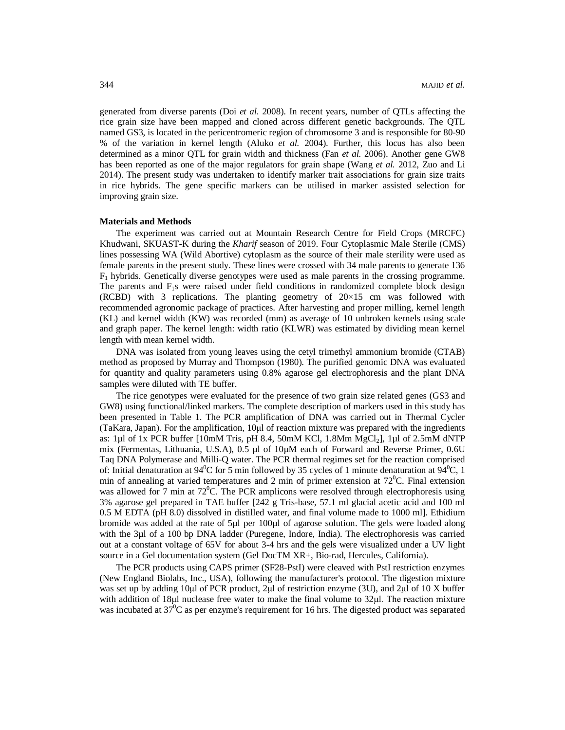generated from diverse parents (Doi *et al.* 2008). In recent years, number of QTLs affecting the rice grain size have been mapped and cloned across different genetic backgrounds. The QTL named GS3, is located in the pericentromeric region of chromosome 3 and is responsible for 80-90 % of the variation in kernel length (Aluko *et al.* 2004). Further, this locus has also been determined as a minor QTL for grain width and thickness (Fan *et al.* 2006). Another gene GW8 has been reported as one of the major regulators for grain shape (Wang *et al.* 2012, Zuo and Li 2014). The present study was undertaken to identify marker trait associations for grain size traits in rice hybrids. The gene specific markers can be utilised in marker assisted selection for improving grain size.

**Materials and Methods**

The experiment was carried out at Mountain Research Centre for Field Crops (MRCFC) Khudwani, SKUAST-K during the *Kharif* season of 2019. Four Cytoplasmic Male Sterile (CMS) lines possessing WA (Wild Abortive) cytoplasm as the source of their male sterility were used as female parents in the present study. These lines were crossed with 34 male parents to generate 136 $F_1$ hybrids. Genetically diverse genotypes were used as male parents in the crossing programme. The parents and $F_1$s were raised under field conditions in randomized complete block design (RCBD) with 3 replications. The planting geometry of 20×15 cm was followed with recommended agronomic package of practices. After harvesting and proper milling, kernel length (KL) and kernel width (KW) was recorded (mm) as average of 10 unbroken kernels using scale and graph paper. The kernel length: width ratio (KLWR) was estimated by dividing mean kernel length with mean kernel width.

DNA was isolated from young leaves using the cetyl trimethyl ammonium bromide (CTAB) method as proposed by Murray and Thompson (1980). The purified genomic DNA was evaluated for quantity and quality parameters using 0.8% agarose gel electrophoresis and the plant DNA samples were diluted with TE buffer.

The rice genotypes were evaluated for the presence of two grain size related genes (GS3 and GW8) using functional/linked markers. The complete description of markers used in this study has been presented in Table 1. The PCR amplification of DNA was carried out in Thermal Cycler (TaKara, Japan). For the amplification, 10µl of reaction mixture was prepared with the ingredients as: 1µl of 1x PCR buffer [10mM Tris, pH 8.4, 50mM KCl, 1.8Mm $MgCl_2$], 1µl of 2.5mM dNTP mix (Fermentas, Lithuania, U.S.A), 0.5 µl of 10µM each of Forward and Reverse Primer, 0.6U Taq DNA Polymerase and Milli-Q water. The PCR thermal regimes set for the reaction comprised of: Initial denaturation at 94$^0$C for 5 min followed by 35 cycles of 1 minute denaturation at 94$^0$C, 1 min of annealing at varied temperatures and 2 min of primer extension at 72$^0$C. Final extension was allowed for 7 min at 72$^0$C. The PCR amplicons were resolved through electrophoresis using 3% agarose gel prepared in TAE buffer [242 g Tris-base, 57.1 ml glacial acetic acid and 100 ml 0.5 M EDTA (pH 8.0) dissolved in distilled water, and final volume made to 1000 ml]. Ethidium bromide was added at the rate of 5µl per 100µl of agarose solution. The gels were loaded along with the 3µl of a 100 bp DNA ladder (Puregene, Indore, India). The electrophoresis was carried out at a constant voltage of 65V for about 3-4 hrs and the gels were visualized under a UV light source in a Gel documentation system (Gel DocTM XR+, Bio-rad, Hercules, California).

The PCR products using CAPS primer (SF28-PstI) were cleaved with PstI restriction enzymes (New England Biolabs, Inc., USA), following the manufacturer's protocol. The digestion mixture was set up by adding 10µl of PCR product, 2µl of restriction enzyme (3U), and 2µl of 10 X buffer with addition of 18µl nuclease free water to make the final volume to 32µl. The reaction mixture was incubated at 37$^0$C as per enzyme's requirement for 16 hrs. The digested product was separated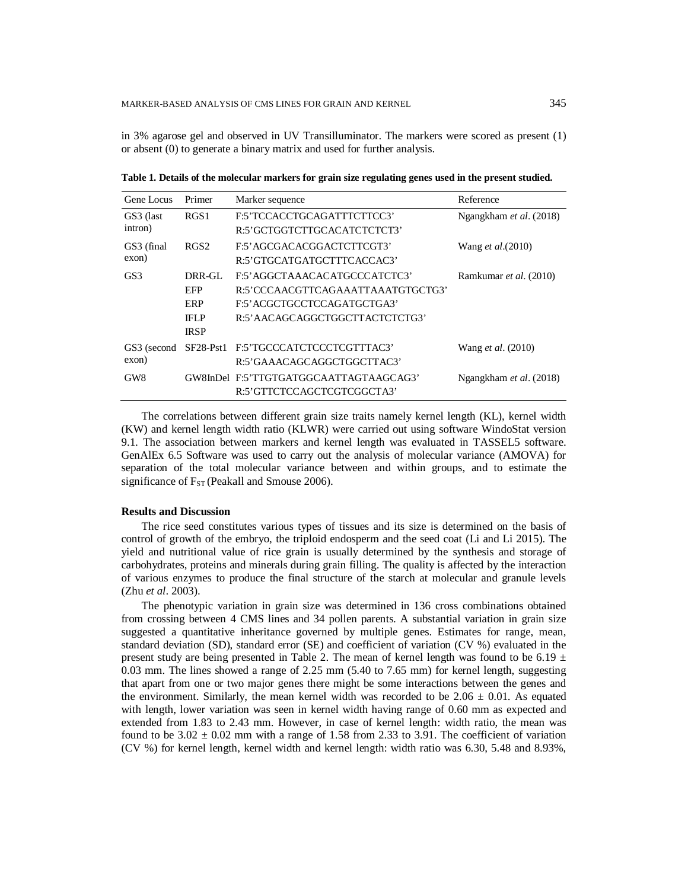in 3% agarose gel and observed in UV Transilluminator. The markers were scored as present (1) or absent (0) to generate a binary matrix and used for further analysis.

**Table 1. Details of the molecular markers for grain size regulating genes used in the present studied.**

| Gene Locus | Primer | Marker sequence | Reference |
|---|---|---|---|
| GS3 (last intron) | RGS1 | F:5'TCCACCTGCAGATTTCTTCC3'<br>R:5'GCTGGTCTTGCACATCTCTCT3' | Ngangkham *et al*. (2018) |
| GS3 (final exon) | RGS2 | F:5'AGCGACACGGACTCTTCGT3'<br>R:5'GTGCATGATGCTTTCACCAC3' | Wang *et al*.(2010) |
| GS3 | DRR-GL<br>EFP<br>ERP<br>IFLP<br>IRSP | F:5'AGGCTAAACACATGCCCATCTC3'<br>R:5'CCCAACGTTCAGAAATTAAATGTGCTG3'<br>F:5'ACGCTGCCTCCAGATGCTGA3'<br>R:5'AACAGCAGGCTGGCTTACTCTCTG3' | Ramkumar *et al*. (2010) |
| GS3 (second exon) | SF28-Pst1 | F:5'TGCCCATCTCCCTCGTTTAC3'<br>R:5'GAAACAGCAGGCTGGCTTAC3' | Wang *et al*. (2010) |
| GW8 | GW8InDel | F:5'TTGTGATGGCAATTAGTAAGCAG3'<br>R:5'GTTCTCCAGCTCGTCGGCTA3' | Ngangkham *et al*. (2018) |

The correlations between different grain size traits namely kernel length (KL), kernel width (KW) and kernel length width ratio (KLWR) were carried out using software WindoStat version 9.1. The association between markers and kernel length was evaluated in TASSEL5 software. GenAlEx 6.5 Software was used to carry out the analysis of molecular variance (AMOVA) for separation of the total molecular variance between and within groups, and to estimate the significance of $F_{ST}$ (Peakall and Smouse 2006).

**Results and Discussion**

The rice seed constitutes various types of tissues and its size is determined on the basis of control of growth of the embryo, the triploid endosperm and the seed coat (Li and Li 2015). The yield and nutritional value of rice grain is usually determined by the synthesis and storage of carbohydrates, proteins and minerals during grain filling. The quality is affected by the interaction of various enzymes to produce the final structure of the starch at molecular and granule levels (Zhu *et al*. 2003).

The phenotypic variation in grain size was determined in 136 cross combinations obtained from crossing between 4 CMS lines and 34 pollen parents. A substantial variation in grain size suggested a quantitative inheritance governed by multiple genes. Estimates for range, mean, standard deviation (SD), standard error (SE) and coefficient of variation (CV %) evaluated in the present study are being presented in Table 2. The mean of kernel length was found to be $6.19 \pm 0.03$ mm. The lines showed a range of 2.25 mm (5.40 to 7.65 mm) for kernel length, suggesting that apart from one or two major genes there might be some interactions between the genes and the environment. Similarly, the mean kernel width was recorded to be $2.06 \pm 0.01$. As equated with length, lower variation was seen in kernel width having range of 0.60 mm as expected and extended from 1.83 to 2.43 mm. However, in case of kernel length: width ratio, the mean was found to be $3.02 \pm 0.02$ mm with a range of 1.58 from 2.33 to 3.91. The coefficient of variation (CV %) for kernel length, kernel width and kernel length: width ratio was 6.30, 5.48 and 8.93%,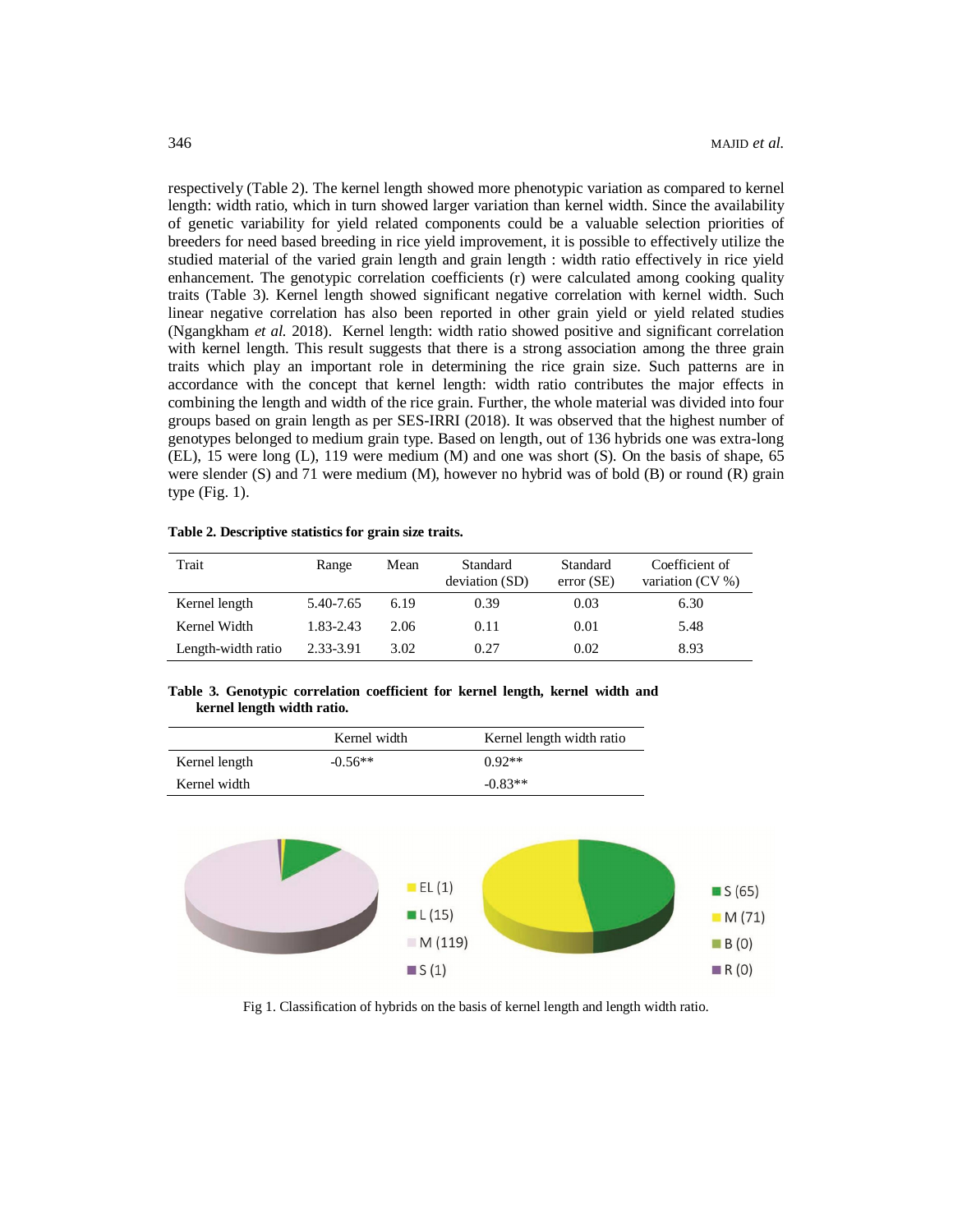respectively (Table 2). The kernel length showed more phenotypic variation as compared to kernel length: width ratio, which in turn showed larger variation than kernel width. Since the availability of genetic variability for yield related components could be a valuable selection priorities of breeders for need based breeding in rice yield improvement, it is possible to effectively utilize the studied material of the varied grain length and grain length : width ratio effectively in rice yield enhancement. The genotypic correlation coefficients (r) were calculated among cooking quality traits (Table 3). Kernel length showed significant negative correlation with kernel width. Such linear negative correlation has also been reported in other grain yield or yield related studies (Ngangkham *et al.* 2018). Kernel length: width ratio showed positive and significant correlation with kernel length. This result suggests that there is a strong association among the three grain traits which play an important role in determining the rice grain size. Such patterns are in accordance with the concept that kernel length: width ratio contributes the major effects in combining the length and width of the rice grain. Further, the whole material was divided into four groups based on grain length as per SES-IRRI (2018). It was observed that the highest number of genotypes belonged to medium grain type. Based on length, out of 136 hybrids one was extra-long (EL), 15 were long (L), 119 were medium (M) and one was short (S). On the basis of shape, 65 were slender (S) and 71 were medium (M), however no hybrid was of bold (B) or round (R) grain type (Fig. 1).

**Table 2. Descriptive statistics for grain size traits.**

| Trait | Range | Mean | Standard deviation (SD) | Standard error (SE) | Coefficient of variation (CV %) |
|---|---|---|---|---|---|
| Kernel length | 5.40-7.65 | 6.19 | 0.39 | 0.03 | 6.30 |
| Kernel Width | 1.83-2.43 | 2.06 | 0.11 | 0.01 | 5.48 |
| Length-width ratio | 2.33-3.91 | 3.02 | 0.27 | 0.02 | 8.93 |

**Table 3. Genotypic correlation coefficient for kernel length, kernel width and kernel length width ratio.**

| | Kernel width | Kernel length width ratio |
|---|---|---|
| Kernel length | -0.56** | 0.92** |
| Kernel width | | -0.83** |

EL (1)
L (15)
M (119)
S (1)

S (65)
M (71)
B (0)
R (0)

Fig 1. Classification of hybrids on the basis of kernel length and length width ratio.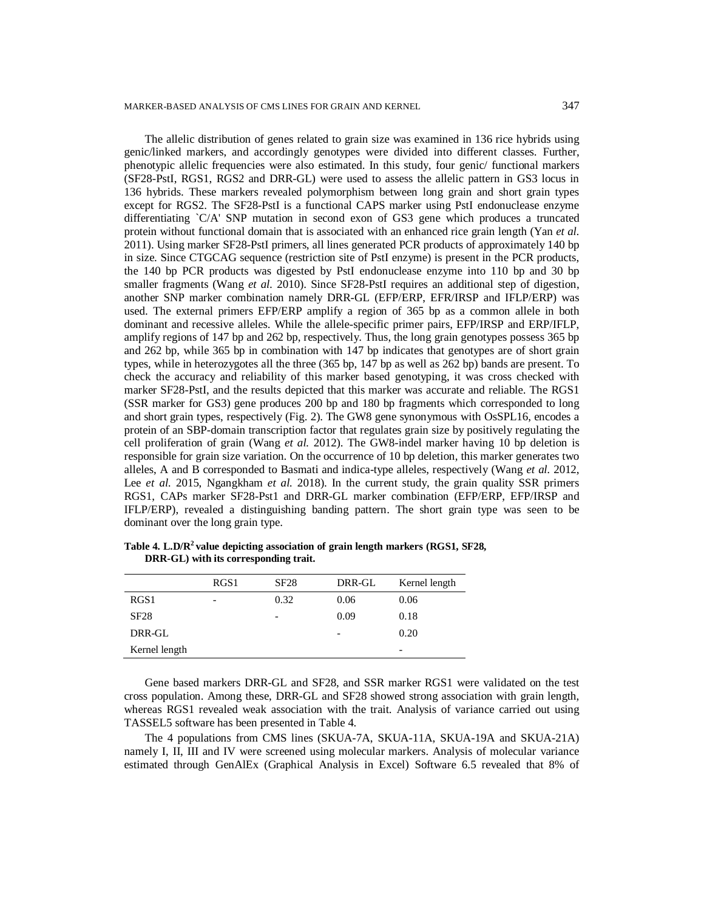The allelic distribution of genes related to grain size was examined in 136 rice hybrids using genic/linked markers, and accordingly genotypes were divided into different classes. Further, phenotypic allelic frequencies were also estimated. In this study, four genic/ functional markers (SF28-PstI, RGS1, RGS2 and DRR-GL) were used to assess the allelic pattern in GS3 locus in 136 hybrids. These markers revealed polymorphism between long grain and short grain types except for RGS2. The SF28-PstI is a functional CAPS marker using PstI endonuclease enzyme differentiating `C/A' SNP mutation in second exon of GS3 gene which produces a truncated protein without functional domain that is associated with an enhanced rice grain length (Yan *et al.* 2011). Using marker SF28-PstI primers, all lines generated PCR products of approximately 140 bp in size. Since CTGCAG sequence (restriction site of PstI enzyme) is present in the PCR products, the 140 bp PCR products was digested by PstI endonuclease enzyme into 110 bp and 30 bp smaller fragments (Wang *et al.* 2010). Since SF28-PstI requires an additional step of digestion, another SNP marker combination namely DRR-GL (EFP/ERP, EFR/IRSP and IFLP/ERP) was used. The external primers EFP/ERP amplify a region of 365 bp as a common allele in both dominant and recessive alleles. While the allele-specific primer pairs, EFP/IRSP and ERP/IFLP, amplify regions of 147 bp and 262 bp, respectively. Thus, the long grain genotypes possess 365 bp and 262 bp, while 365 bp in combination with 147 bp indicates that genotypes are of short grain types, while in heterozygotes all the three (365 bp, 147 bp as well as 262 bp) bands are present. To check the accuracy and reliability of this marker based genotyping, it was cross checked with marker SF28-PstI, and the results depicted that this marker was accurate and reliable. The RGS1 (SSR marker for GS3) gene produces 200 bp and 180 bp fragments which corresponded to long and short grain types, respectively (Fig. 2). The GW8 gene synonymous with OsSPL16, encodes a protein of an SBP-domain transcription factor that regulates grain size by positively regulating the cell proliferation of grain (Wang *et al.* 2012). The GW8-indel marker having 10 bp deletion is responsible for grain size variation. On the occurrence of 10 bp deletion, this marker generates two alleles, A and B corresponded to Basmati and indica-type alleles, respectively (Wang *et al.* 2012, Lee *et al.* 2015, Ngangkham *et al.* 2018). In the current study, the grain quality SSR primers RGS1, CAPs marker SF28-Pst1 and DRR-GL marker combination (EFP/ERP, EFP/IRSP and IFLP/ERP), revealed a distinguishing banding pattern. The short grain type was seen to be dominant over the long grain type.

**Table 4. L.D/$R^2$ value depicting association of grain length markers (RGS1, SF28, DRR-GL) with its corresponding trait.**

| | RGS1 | SF28 | DRR-GL | Kernel length |
|---|---|---|---|---|
| RGS1 | - | 0.32 | 0.06 | 0.06 |
| SF28 | | - | 0.09 | 0.18 |
| DRR-GL | | | - | 0.20 |
| Kernel length | | | | - |

Gene based markers DRR-GL and SF28, and SSR marker RGS1 were validated on the test cross population. Among these, DRR-GL and SF28 showed strong association with grain length, whereas RGS1 revealed weak association with the trait. Analysis of variance carried out using TASSEL5 software has been presented in Table 4.

The 4 populations from CMS lines (SKUA-7A, SKUA-11A, SKUA-19A and SKUA-21A) namely I, II, III and IV were screened using molecular markers. Analysis of molecular variance estimated through GenAlEx (Graphical Analysis in Excel) Software 6.5 revealed that 8% of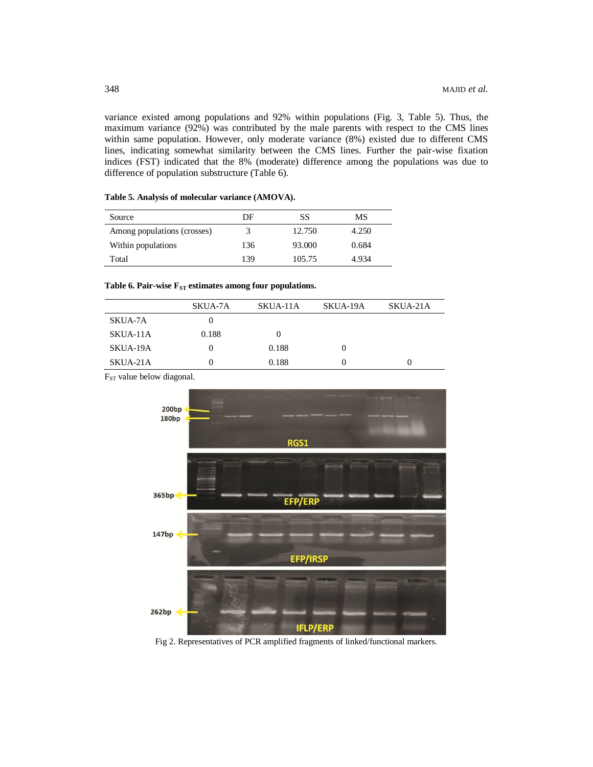variance existed among populations and 92% within populations (Fig. 3, Table 5). Thus, the maximum variance (92%) was contributed by the male parents with respect to the CMS lines within same population. However, only moderate variance (8%) existed due to different CMS lines, indicating somewhat similarity between the CMS lines. Further the pair-wise fixation indices (FST) indicated that the 8% (moderate) difference among the populations was due to difference of population substructure (Table 6).

**Table 5. Analysis of molecular variance (AMOVA).**

| Source | DF | SS | MS |
|---|---|---|---|
| Among populations (crosses) | 3 | 12.750 | 4.250 |
| Within populations | 136 | 93.000 | 0.684 |
| Total | 139 | 105.75 | 4.934 |

**Table 6. Pair-wise $F_{ST}$ estimates among four populations.**

| | SKUA-7A | SKUA-11A | SKUA-19A | SKUA-21A |
|---|---|---|---|---|
| SKUA-7A | 0 | | | |
| SKUA-11A | 0.188 | 0 | | |
| SKUA-19A | 0 | 0.188 | 0 | |
| SKUA-21A | 0 | 0.188 | 0 | 0 |

$F_{ST}$ value below diagonal.

200bp
180bp
RGS1
365bp
EFP/ERP
147bp
EFP/IRSP
262bp
IFLP/ERP

Fig 2. Representatives of PCR amplified fragments of linked/functional markers.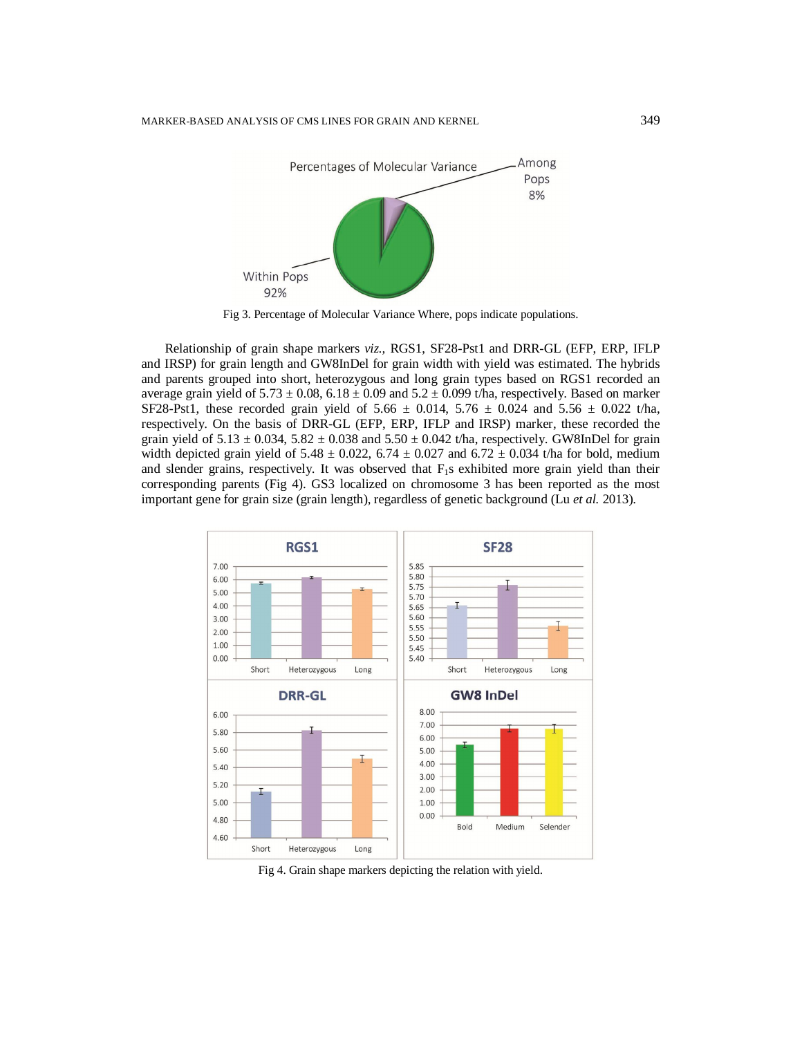Percentages of Molecular Variance

Among Pops 8%

Within Pops 92%

Fig 3. Percentage of Molecular Variance Where, pops indicate populations.

Relationship of grain shape markers *viz.*, RGS1, SF28-Pst1 and DRR-GL (EFP, ERP, IFLP and IRSP) for grain length and GW8InDel for grain width with yield was estimated. The hybrids and parents grouped into short, heterozygous and long grain types based on RGS1 recorded an average grain yield of 5.73 ± 0.08, 6.18 ± 0.09 and 5.2 ± 0.099 t/ha, respectively. Based on marker SF28-Pst1, these recorded grain yield of 5.66 ± 0.014, 5.76 ± 0.024 and 5.56 ± 0.022 t/ha, respectively. On the basis of DRR-GL (EFP, ERP, IFLP and IRSP) marker, these recorded the grain yield of 5.13 ± 0.034, 5.82 ± 0.038 and 5.50 ± 0.042 t/ha, respectively. GW8InDel for grain width depicted grain yield of 5.48 ± 0.022, 6.74 ± 0.027 and 6.72 ± 0.034 t/ha for bold, medium and slender grains, respectively. It was observed that $F_1$s exhibited more grain yield than their corresponding parents (Fig 4). GS3 localized on chromosome 3 has been reported as the most important gene for grain size (grain length), regardless of genetic background (Lu *et al.* 2013).

RGS1

7.00
6.00
5.00
4.00
3.00
2.00
1.00
0.00

Short Heterozygous Long

SF28

5.85
5.80
5.75
5.70
5.65
5.60
5.55
5.50
5.45
5.40

Short Heterozygous Long

DRR-GL

6.00
5.80
5.60
5.40
5.20
5.00
4.80
4.60

Short Heterozygous Long

GW8 InDel

8.00
7.00
6.00
5.00
4.00
3.00
2.00
1.00
0.00

Bold Medium Selender

Fig 4. Grain shape markers depicting the relation with yield.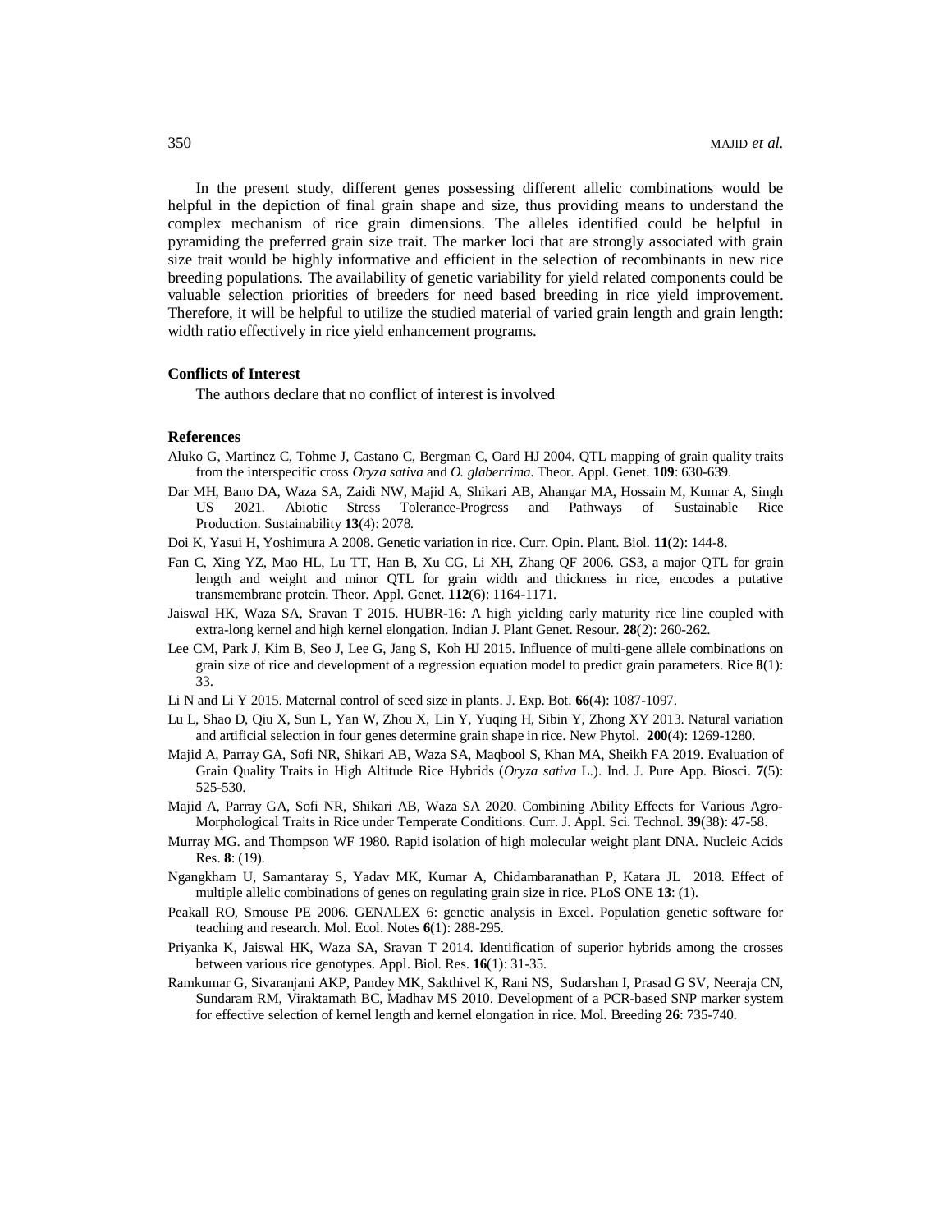In the present study, different genes possessing different allelic combinations would be helpful in the depiction of final grain shape and size, thus providing means to understand the complex mechanism of rice grain dimensions. The alleles identified could be helpful in pyramiding the preferred grain size trait. The marker loci that are strongly associated with grain size trait would be highly informative and efficient in the selection of recombinants in new rice breeding populations. The availability of genetic variability for yield related components could be valuable selection priorities of breeders for need based breeding in rice yield improvement. Therefore, it will be helpful to utilize the studied material of varied grain length and grain length: width ratio effectively in rice yield enhancement programs.

**Conflicts of Interest**

The authors declare that no conflict of interest is involved

**References**

Aluko G, Martinez C, Tohme J, Castano C, Bergman C, Oard HJ 2004. QTL mapping of grain quality traits from the interspecific cross *Oryza sativa* and *O. glaberrima*. Theor. Appl. Genet. **109**: 630-639.

Dar MH, Bano DA, Waza SA, Zaidi NW, Majid A, Shikari AB, Ahangar MA, Hossain M, Kumar A, Singh US 2021. Abiotic Stress Tolerance-Progress and Pathways of Sustainable Rice Production. Sustainability **13**(4): 2078.

Doi K, Yasui H, Yoshimura A 2008. Genetic variation in rice. Curr. Opin. Plant. Biol. **11**(2): 144-8.

Fan C, Xing YZ, Mao HL, Lu TT, Han B, Xu CG, Li XH, Zhang QF 2006. GS3, a major QTL for grain length and weight and minor QTL for grain width and thickness in rice, encodes a putative transmembrane protein. Theor. Appl. Genet. **112**(6): 1164-1171.

Jaiswal HK, Waza SA, Sravan T 2015. HUBR-16: A high yielding early maturity rice line coupled with extra-long kernel and high kernel elongation. Indian J. Plant Genet. Resour. **28**(2): 260-262.

Lee CM, Park J, Kim B, Seo J, Lee G, Jang S, Koh HJ 2015. Influence of multi-gene allele combinations on grain size of rice and development of a regression equation model to predict grain parameters. Rice **8**(1): 33.

Li N and Li Y 2015. Maternal control of seed size in plants. J. Exp. Bot. **66**(4): 1087-1097.

Lu L, Shao D, Qiu X, Sun L, Yan W, Zhou X, Lin Y, Yuqing H, Sibin Y, Zhong XY 2013. Natural variation and artificial selection in four genes determine grain shape in rice. New Phytol. **200**(4): 1269-1280.

Majid A, Parray GA, Sofi NR, Shikari AB, Waza SA, Maqbool S, Khan MA, Sheikh FA 2019. Evaluation of Grain Quality Traits in High Altitude Rice Hybrids (*Oryza sativa* L.). Ind. J. Pure App. Biosci. **7**(5): 525-530.

Majid A, Parray GA, Sofi NR, Shikari AB, Waza SA 2020. Combining Ability Effects for Various Agro-Morphological Traits in Rice under Temperate Conditions. Curr. J. Appl. Sci. Technol. **39**(38): 47-58.

Murray MG. and Thompson WF 1980. Rapid isolation of high molecular weight plant DNA. Nucleic Acids Res. **8**: (19).

Ngangkham U, Samantaray S, Yadav MK, Kumar A, Chidambaranathan P, Katara JL 2018. Effect of multiple allelic combinations of genes on regulating grain size in rice. PLoS ONE **13**: (1).

Peakall RO, Smouse PE 2006. GENALEX 6: genetic analysis in Excel. Population genetic software for teaching and research. Mol. Ecol. Notes **6**(1): 288-295.

Priyanka K, Jaiswal HK, Waza SA, Sravan T 2014. Identification of superior hybrids among the crosses between various rice genotypes. Appl. Biol. Res. **16**(1): 31-35.

Ramkumar G, Sivaranjani AKP, Pandey MK, Sakthivel K, Rani NS, Sudarshan I, Prasad G SV, Neeraja CN, Sundaram RM, Viraktamath BC, Madhav MS 2010. Development of a PCR-based SNP marker system for effective selection of kernel length and kernel elongation in rice. Mol. Breeding **26**: 735-740.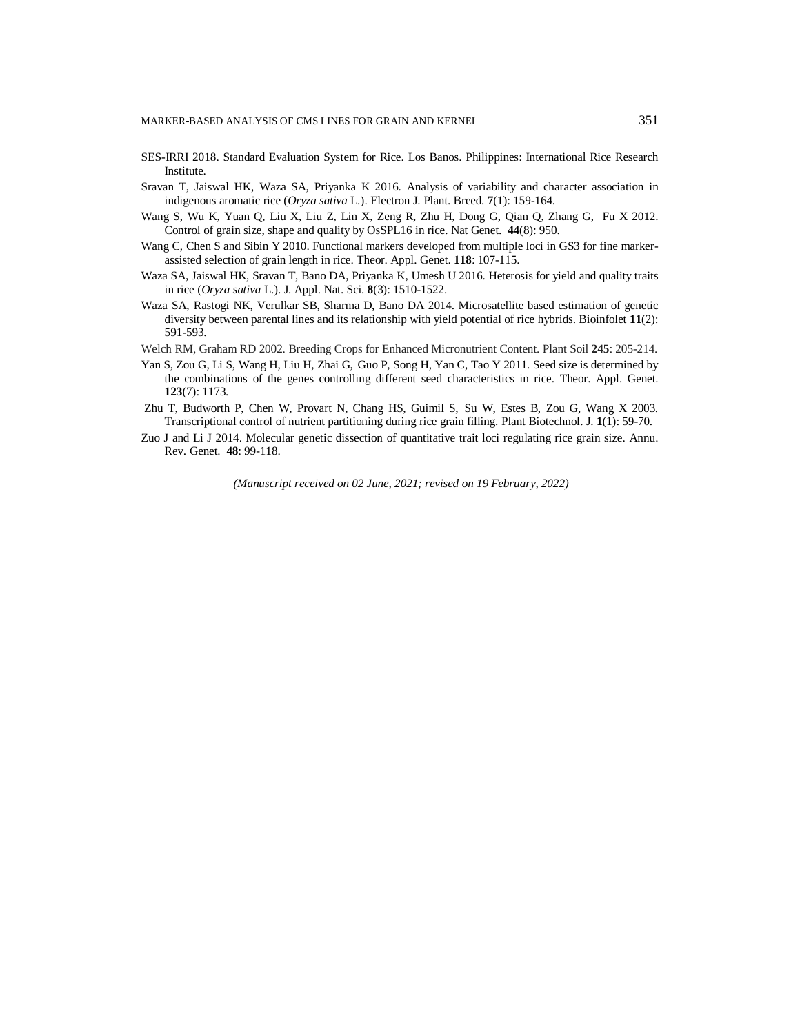SES-IRRI 2018. Standard Evaluation System for Rice. Los Banos. Philippines: International Rice Research Institute.

Sravan T, Jaiswal HK, Waza SA, Priyanka K 2016. Analysis of variability and character association in indigenous aromatic rice (*Oryza sativa* L.). Electron J. Plant. Breed. **7**(1): 159-164.

Wang S, Wu K, Yuan Q, Liu X, Liu Z, Lin X, Zeng R, Zhu H, Dong G, Qian Q, Zhang G, Fu X 2012. Control of grain size, shape and quality by OsSPL16 in rice. Nat Genet. **44**(8): 950.

Wang C, Chen S and Sibin Y 2010. Functional markers developed from multiple loci in GS3 for fine marker-assisted selection of grain length in rice. Theor. Appl. Genet. **118**: 107-115.

Waza SA, Jaiswal HK, Sravan T, Bano DA, Priyanka K, Umesh U 2016. Heterosis for yield and quality traits in rice (*Oryza sativa* L.). J. Appl. Nat. Sci. **8**(3): 1510-1522.

Waza SA, Rastogi NK, Verulkar SB, Sharma D, Bano DA 2014. Microsatellite based estimation of genetic diversity between parental lines and its relationship with yield potential of rice hybrids. Bioinfolet **11**(2): 591-593.

Welch RM, Graham RD 2002. Breeding Crops for Enhanced Micronutrient Content. Plant Soil **245**: 205-214.

Yan S, Zou G, Li S, Wang H, Liu H, Zhai G, Guo P, Song H, Yan C, Tao Y 2011. Seed size is determined by the combinations of the genes controlling different seed characteristics in rice. Theor. Appl. Genet. **123**(7): 1173.

Zhu T, Budworth P, Chen W, Provart N, Chang HS, Guimil S, Su W, Estes B, Zou G, Wang X 2003. Transcriptional control of nutrient partitioning during rice grain filling. Plant Biotechnol. J. **1**(1): 59-70.

Zuo J and Li J 2014. Molecular genetic dissection of quantitative trait loci regulating rice grain size. Annu. Rev. Genet. **48**: 99-118.

*(Manuscript received on 02 June, 2021; revised on 19 February, 2022)*